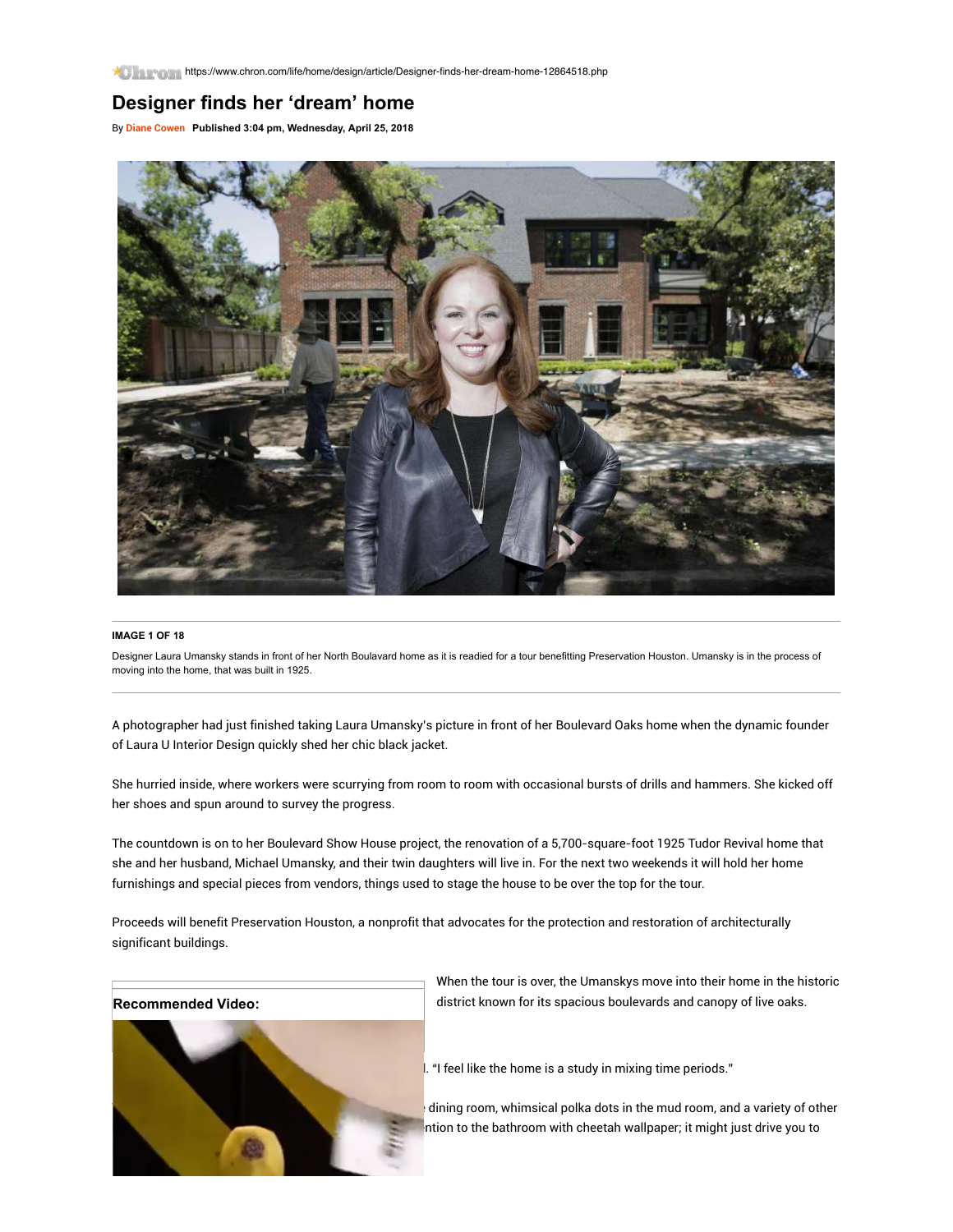https://www.chron.com/life/home/design/article/Designer-finds-her-dream-home-12864518.php

# Designer finds her 'dream' home

By **Diane Cowen** **Published 3:04 pm, Wednesday, April 25, 2018**

**IMAGE 1 OF 18**

Designer Laura Umansky stands in front of her North Boulavard home as it is readied for a tour benefitting Preservation Houston. Umansky is in the process of moving into the home, that was built in 1925.

A photographer had just finished taking Laura Umansky's picture in front of her Boulevard Oaks home when the dynamic founder of Laura U Interior Design quickly shed her chic black jacket.

She hurried inside, where workers were scurrying from room to room with occasional bursts of drills and hammers. She kicked off her shoes and spun around to survey the progress.

The countdown is on to her Boulevard Show House project, the renovation of a 5,700-square-foot 1925 Tudor Revival home that she and her husband, Michael Umansky, and their twin daughters will live in. For the next two weekends it will hold her home furnishings and special pieces from vendors, things used to stage the house to be over the top for the tour.

Proceeds will benefit Preservation Houston, a nonprofit that advocates for the protection and restoration of architecturally significant buildings.

**Recommended Video:**

When the tour is over, the Umanskys move into their home in the historic district known for its spacious boulevards and canopy of live oaks.

l. "I feel like the home is a study in mixing time periods."

dining room, whimsical polka dots in the mud room, and a variety of other ntion to the bathroom with cheetah wallpaper; it might just drive you to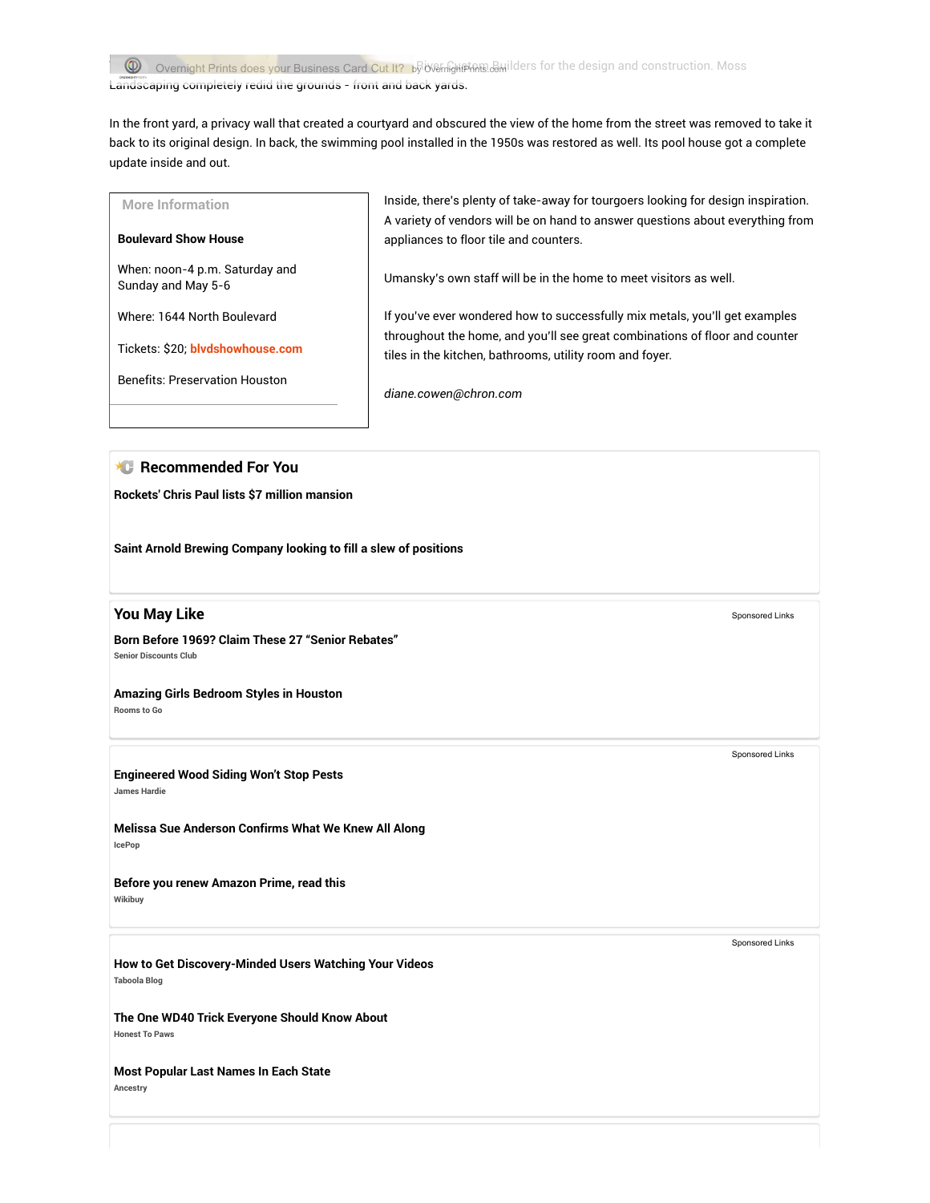River Custom Builders for the design and construction. Moss Landscaping completely redid the grounds - front and back yards.

In the front yard, a privacy wall that created a courtyard and obscured the view of the home from the street was removed to take it back to its original design. In back, the swimming pool installed in the 1950s was restored as well. Its pool house got a complete update inside and out.

**More Information**

**Boulevard Show House**

When: noon-4 p.m. Saturday and Sunday and May 5-6

Where: 1644 North Boulevard

Tickets: $20; **blvdshowhouse.com**

Benefits: Preservation Houston

Inside, there's plenty of take-away for tourgoers looking for design inspiration. A variety of vendors will be on hand to answer questions about everything from appliances to floor tile and counters.

Umansky's own staff will be in the home to meet visitors as well.

If you've ever wondered how to successfully mix metals, you'll get examples throughout the home, and you'll see great combinations of floor and counter tiles in the kitchen, bathrooms, utility room and foyer.

*diane.cowen@chron.com*

## Recommended For You

**Rockets' Chris Paul lists $7 million mansion**

**Saint Arnold Brewing Company looking to fill a slew of positions**

## You May Like

Sponsored Links

**Born Before 1969? Claim These 27 "Senior Rebates"**
Senior Discounts Club

**Amazing Girls Bedroom Styles in Houston**
Rooms to Go

Sponsored Links

**Engineered Wood Siding Won't Stop Pests**
James Hardie

**Melissa Sue Anderson Confirms What We Knew All Along**
IcePop

**Before you renew Amazon Prime, read this**
Wikibuy

Sponsored Links

**How to Get Discovery-Minded Users Watching Your Videos**
Taboola Blog

**The One WD40 Trick Everyone Should Know About**
Honest To Paws

**Most Popular Last Names In Each State**
Ancestry